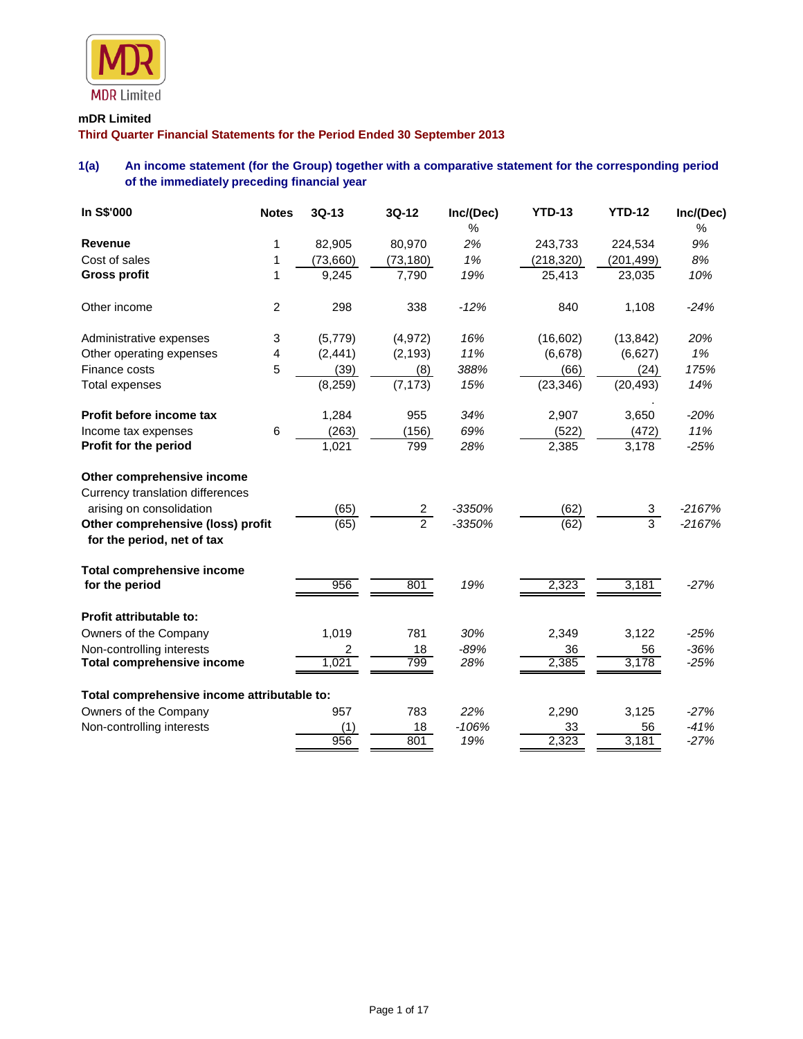**mDR Limited**

**Third Quarter Financial Statements for the Period Ended 30 September 2013**

## 1(a) An income statement (for the Group) together with a comparative statement for the corresponding period of the immediately preceding financial year

| In S$'000 | Notes | 3Q-13 | 3Q-12 | Inc/(Dec) % | YTD-13 | YTD-12 | Inc/(Dec) % |
|---|---|---|---|---|---|---|---|
| **Revenue** | 1 | 82,905 | 80,970 | 2% | 243,733 | 224,534 | 9% |
| Cost of sales | 1 | (73,660) | (73,180) | 1% | (218,320) | (201,499) | 8% |
| **Gross profit** | 1 | 9,245 | 7,790 | 19% | 25,413 | 23,035 | 10% |
| | | | | | | | |
| Other income | 2 | 298 | 338 | -12% | 840 | 1,108 | -24% |
| | | | | | | | |
| Administrative expenses | 3 | (5,779) | (4,972) | 16% | (16,602) | (13,842) | 20% |
| Other operating expenses | 4 | (2,441) | (2,193) | 11% | (6,678) | (6,627) | 1% |
| Finance costs | 5 | (39) | (8) | 388% | (66) | (24) | 175% |
| Total expenses | | (8,259) | (7,173) | 15% | (23,346) | (20,493) | 14% |
| | | | | | | | |
| **Profit before income tax** | | 1,284 | 955 | 34% | 2,907 | 3,650 | -20% |
| Income tax expenses | 6 | (263) | (156) | 69% | (522) | (472) | 11% |
| **Profit for the period** | | 1,021 | 799 | 28% | 2,385 | 3,178 | -25% |
| | | | | | | | |
| **Other comprehensive income** | | | | | | | |
| Currency translation differences arising on consolidation | | (65) | 2 | -3350% | (62) | 3 | -2167% |
| **Other comprehensive (loss) profit for the period, net of tax** | | (65) | 2 | -3350% | (62) | 3 | -2167% |
| | | | | | | | |
| **Total comprehensive income for the period** | | 956 | 801 | 19% | 2,323 | 3,181 | -27% |
| | | | | | | | |
| **Profit attributable to:** | | | | | | | |
| Owners of the Company | | 1,019 | 781 | 30% | 2,349 | 3,122 | -25% |
| Non-controlling interests | | 2 | 18 | -89% | 36 | 56 | -36% |
| **Total comprehensive income** | | 1,021 | 799 | 28% | 2,385 | 3,178 | -25% |
| | | | | | | | |
| **Total comprehensive income attributable to:** | | | | | | | |
| Owners of the Company | | 957 | 783 | 22% | 2,290 | 3,125 | -27% |
| Non-controlling interests | | (1) | 18 | -106% | 33 | 56 | -41% |
| | | 956 | 801 | 19% | 2,323 | 3,181 | -27% |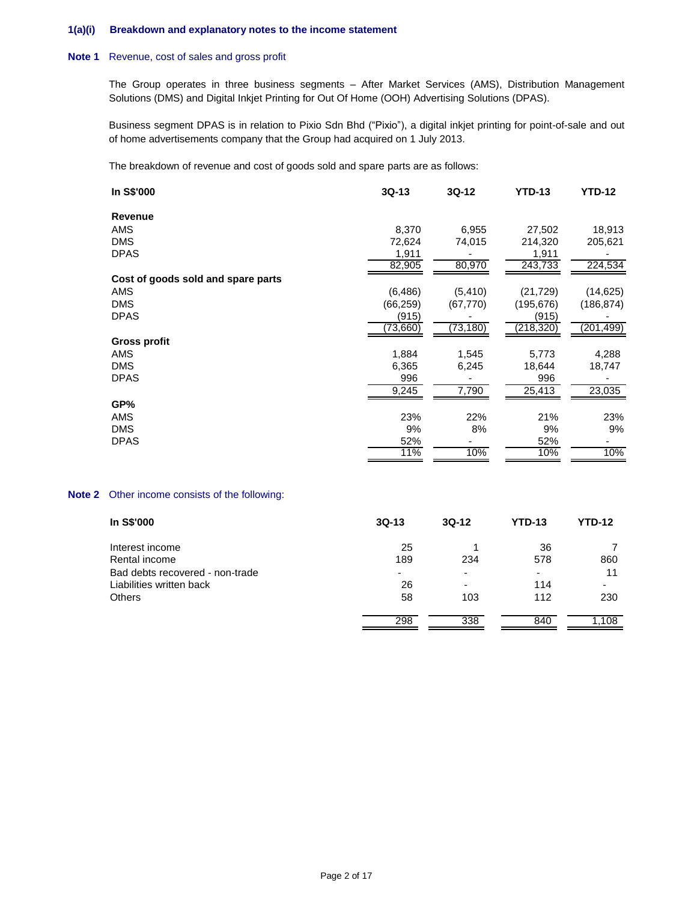### 1(a)(i) Breakdown and explanatory notes to the income statement

**Note 1** Revenue, cost of sales and gross profit

The Group operates in three business segments – After Market Services (AMS), Distribution Management Solutions (DMS) and Digital Inkjet Printing for Out Of Home (OOH) Advertising Solutions (DPAS).

Business segment DPAS is in relation to Pixio Sdn Bhd ("Pixio"), a digital inkjet printing for point-of-sale and out of home advertisements company that the Group had acquired on 1 July 2013.

The breakdown of revenue and cost of goods sold and spare parts are as follows:

| In S$'000 | 3Q-13 | 3Q-12 | YTD-13 | YTD-12 |
|---|---|---|---|---|
| **Revenue** | | | | |
| AMS | 8,370 | 6,955 | 27,502 | 18,913 |
| DMS | 72,624 | 74,015 | 214,320 | 205,621 |
| DPAS | 1,911 | - | 1,911 | - |
| | 82,905 | 80,970 | 243,733 | 224,534 |
| **Cost of goods sold and spare parts** | | | | |
| AMS | (6,486) | (5,410) | (21,729) | (14,625) |
| DMS | (66,259) | (67,770) | (195,676) | (186,874) |
| DPAS | (915) | - | (915) | - |
| | (73,660) | (73,180) | (218,320) | (201,499) |
| **Gross profit** | | | | |
| AMS | 1,884 | 1,545 | 5,773 | 4,288 |
| DMS | 6,365 | 6,245 | 18,644 | 18,747 |
| DPAS | 996 | - | 996 | - |
| | 9,245 | 7,790 | 25,413 | 23,035 |
| **GP%** | | | | |
| AMS | 23% | 22% | 21% | 23% |
| DMS | 9% | 8% | 9% | 9% |
| DPAS | 52% | - | 52% | - |
| | 11% | 10% | 10% | 10% |

**Note 2** Other income consists of the following:

| In S$'000 | 3Q-13 | 3Q-12 | YTD-13 | YTD-12 |
|---|---|---|---|---|
| Interest income | 25 | 1 | 36 | 7 |
| Rental income | 189 | 234 | 578 | 860 |
| Bad debts recovered - non-trade | - | - | - | 11 |
| Liabilities written back | 26 | - | 114 | - |
| Others | 58 | 103 | 112 | 230 |
| | 298 | 338 | 840 | 1,108 |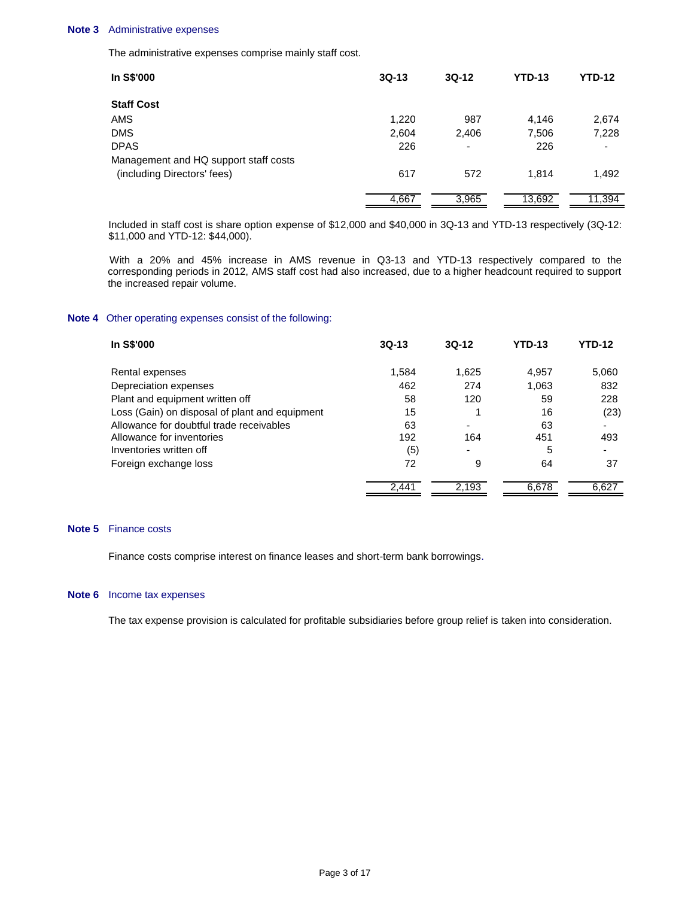**Note 3** Administrative expenses

The administrative expenses comprise mainly staff cost.

| In S$'000 | 3Q-13 | 3Q-12 | YTD-13 | YTD-12 |
|---|---|---|---|---|
| **Staff Cost** | | | | |
| AMS | 1,220 | 987 | 4,146 | 2,674 |
| DMS | 2,604 | 2,406 | 7,506 | 7,228 |
| DPAS | 226 | - | 226 | - |
| Management and HQ support staff costs (including Directors' fees) | 617 | 572 | 1,814 | 1,492 |
| | 4,667 | 3,965 | 13,692 | 11,394 |

Included in staff cost is share option expense of $12,000 and $40,000 in 3Q-13 and YTD-13 respectively (3Q-12: $11,000 and YTD-12: $44,000).

With a 20% and 45% increase in AMS revenue in Q3-13 and YTD-13 respectively compared to the corresponding periods in 2012, AMS staff cost had also increased, due to a higher headcount required to support the increased repair volume.

**Note 4** Other operating expenses consist of the following:

| In S$'000 | 3Q-13 | 3Q-12 | YTD-13 | YTD-12 |
|---|---|---|---|---|
| Rental expenses | 1,584 | 1,625 | 4,957 | 5,060 |
| Depreciation expenses | 462 | 274 | 1,063 | 832 |
| Plant and equipment written off | 58 | 120 | 59 | 228 |
| Loss (Gain) on disposal of plant and equipment | 15 | 1 | 16 | (23) |
| Allowance for doubtful trade receivables | 63 | - | 63 | - |
| Allowance for inventories | 192 | 164 | 451 | 493 |
| Inventories written off | (5) | - | 5 | - |
| Foreign exchange loss | 72 | 9 | 64 | 37 |
| | 2,441 | 2,193 | 6,678 | 6,627 |

**Note 5** Finance costs

Finance costs comprise interest on finance leases and short-term bank borrowings.

**Note 6** Income tax expenses

The tax expense provision is calculated for profitable subsidiaries before group relief is taken into consideration.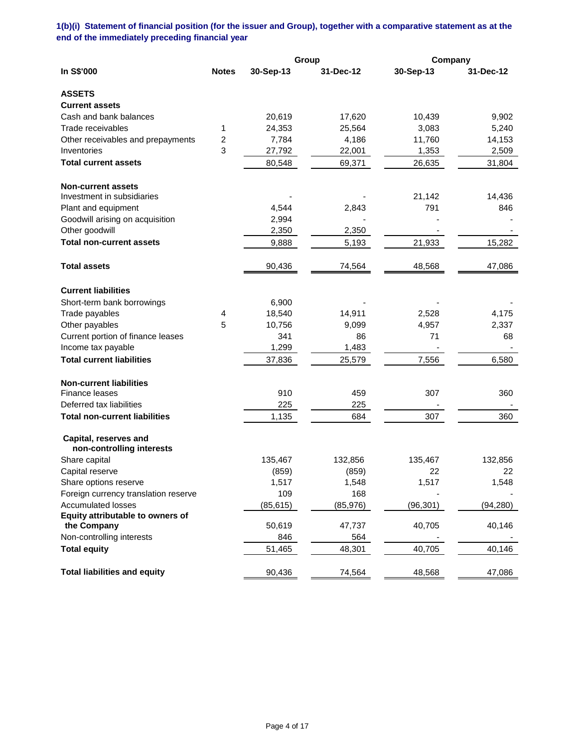**1(b)(i) Statement of financial position (for the issuer and Group), together with a comparative statement as at the end of the immediately preceding financial year**

| In S$'000 | Notes | Group 30-Sep-13 | Group 31-Dec-12 | Company 30-Sep-13 | Company 31-Dec-12 |
|---|---|---|---|---|---|
| **ASSETS** | | | | | |
| **Current assets** | | | | | |
| Cash and bank balances | | 20,619 | 17,620 | 10,439 | 9,902 |
| Trade receivables | 1 | 24,353 | 25,564 | 3,083 | 5,240 |
| Other receivables and prepayments | 2 | 7,784 | 4,186 | 11,760 | 14,153 |
| Inventories | 3 | 27,792 | 22,001 | 1,353 | 2,509 |
| **Total current assets** | | 80,548 | 69,371 | 26,635 | 31,804 |
| | | | | | |
| **Non-current assets** | | | | | |
| Investment in subsidiaries | | - | - | 21,142 | 14,436 |
| Plant and equipment | | 4,544 | 2,843 | 791 | 846 |
| Goodwill arising on acquisition | | 2,994 | - | - | - |
| Other goodwill | | 2,350 | 2,350 | - | - |
| **Total non-current assets** | | 9,888 | 5,193 | 21,933 | 15,282 |
| | | | | | |
| **Total assets** | | 90,436 | 74,564 | 48,568 | 47,086 |
| | | | | | |
| **Current liabilities** | | | | | |
| Short-term bank borrowings | | 6,900 | - | - | - |
| Trade payables | 4 | 18,540 | 14,911 | 2,528 | 4,175 |
| Other payables | 5 | 10,756 | 9,099 | 4,957 | 2,337 |
| Current portion of finance leases | | 341 | 86 | 71 | 68 |
| Income tax payable | | 1,299 | 1,483 | - | - |
| **Total current liabilities** | | 37,836 | 25,579 | 7,556 | 6,580 |
| | | | | | |
| **Non-current liabilities** | | | | | |
| Finance leases | | 910 | 459 | 307 | 360 |
| Deferred tax liabilities | | 225 | 225 | - | - |
| **Total non-current liabilities** | | 1,135 | 684 | 307 | 360 |
| | | | | | |
| **Capital, reserves and non-controlling interests** | | | | | |
| Share capital | | 135,467 | 132,856 | 135,467 | 132,856 |
| Capital reserve | | (859) | (859) | 22 | 22 |
| Share options reserve | | 1,517 | 1,548 | 1,517 | 1,548 |
| Foreign currency translation reserve | | 109 | 168 | - | - |
| Accumulated losses | | (85,615) | (85,976) | (96,301) | (94,280) |
| **Equity attributable to owners of the Company** | | 50,619 | 47,737 | 40,705 | 40,146 |
| Non-controlling interests | | 846 | 564 | - | - |
| **Total equity** | | 51,465 | 48,301 | 40,705 | 40,146 |
| | | | | | |
| **Total liabilities and equity** | | 90,436 | 74,564 | 48,568 | 47,086 |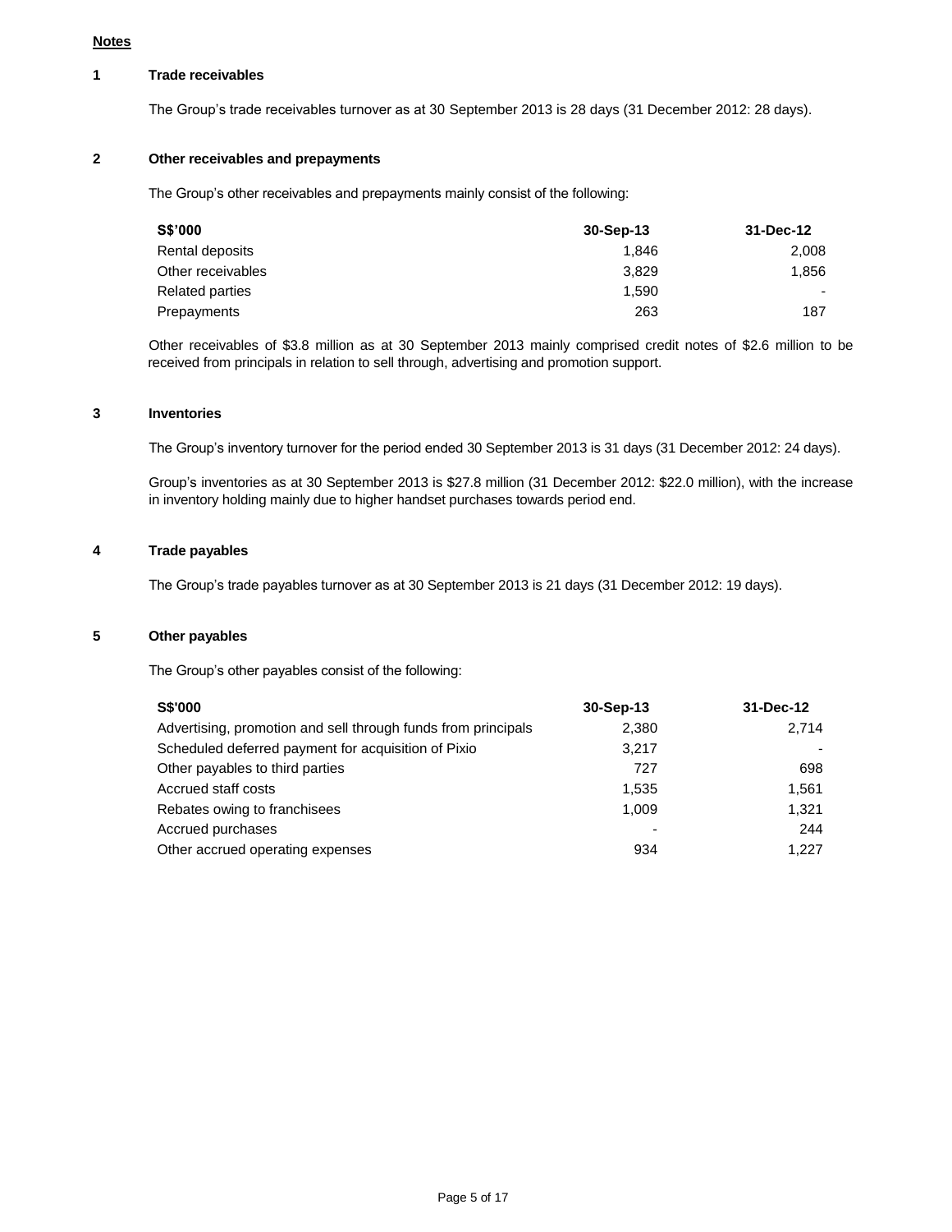**Notes**

**1 Trade receivables**

The Group's trade receivables turnover as at 30 September 2013 is 28 days (31 December 2012: 28 days).

**2 Other receivables and prepayments**

The Group's other receivables and prepayments mainly consist of the following:

| S$'000 | 30-Sep-13 | 31-Dec-12 |
|---|---|---|
| Rental deposits | 1,846 | 2,008 |
| Other receivables | 3,829 | 1,856 |
| Related parties | 1,590 | - |
| Prepayments | 263 | 187 |

Other receivables of $3.8 million as at 30 September 2013 mainly comprised credit notes of $2.6 million to be received from principals in relation to sell through, advertising and promotion support.

**3 Inventories**

The Group's inventory turnover for the period ended 30 September 2013 is 31 days (31 December 2012: 24 days).

Group's inventories as at 30 September 2013 is $27.8 million (31 December 2012: $22.0 million), with the increase in inventory holding mainly due to higher handset purchases towards period end.

**4 Trade payables**

The Group's trade payables turnover as at 30 September 2013 is 21 days (31 December 2012: 19 days).

**5 Other payables**

The Group's other payables consist of the following:

| S$'000 | 30-Sep-13 | 31-Dec-12 |
|---|---|---|
| Advertising, promotion and sell through funds from principals | 2,380 | 2,714 |
| Scheduled deferred payment for acquisition of Pixio | 3,217 | - |
| Other payables to third parties | 727 | 698 |
| Accrued staff costs | 1,535 | 1,561 |
| Rebates owing to franchisees | 1,009 | 1,321 |
| Accrued purchases | - | 244 |
| Other accrued operating expenses | 934 | 1,227 |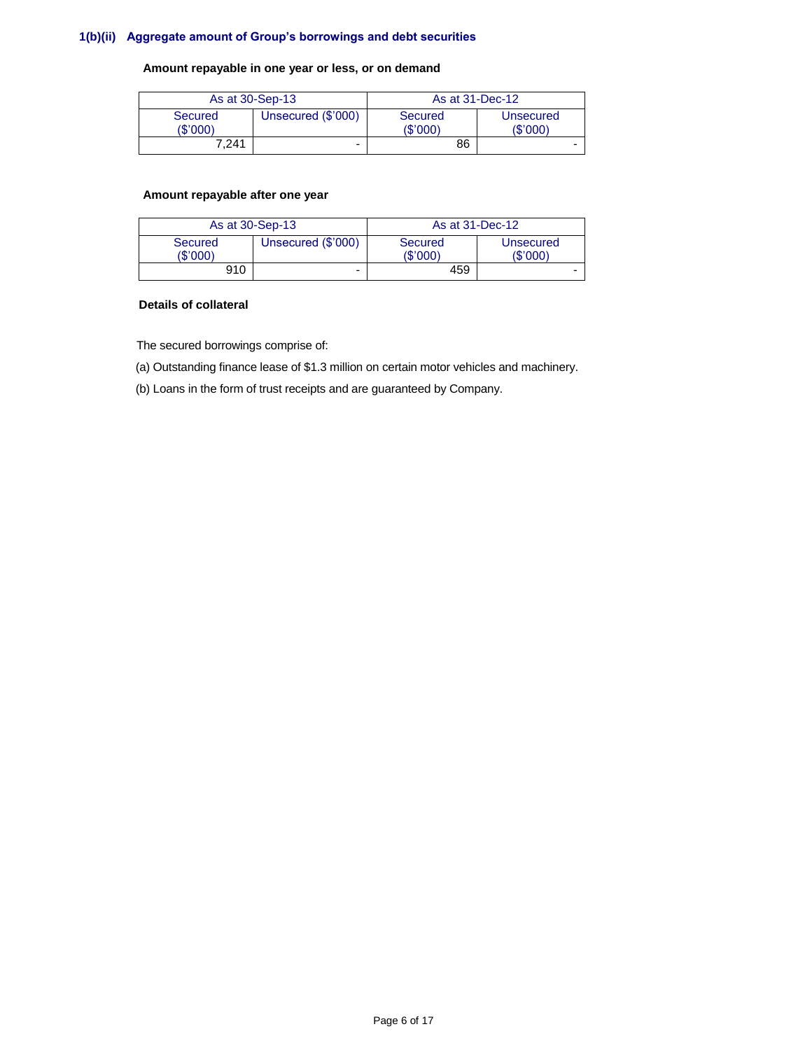### 1(b)(ii) Aggregate amount of Group's borrowings and debt securities

**Amount repayable in one year or less, or on demand**

| As at 30-Sep-13 | | As at 31-Dec-12 | |
|---|---|---|---|
| Secured ($'000) | Unsecured ($'000) | Secured ($'000) | Unsecured ($'000) |
| 7,241 | - | 86 | - |

**Amount repayable after one year**

| As at 30-Sep-13 | | As at 31-Dec-12 | |
|---|---|---|---|
| Secured ($'000) | Unsecured ($'000) | Secured ($'000) | Unsecured ($'000) |
| 910 | - | 459 | - |

**Details of collateral**

The secured borrowings comprise of:

(a) Outstanding finance lease of $1.3 million on certain motor vehicles and machinery.

(b) Loans in the form of trust receipts and are guaranteed by Company.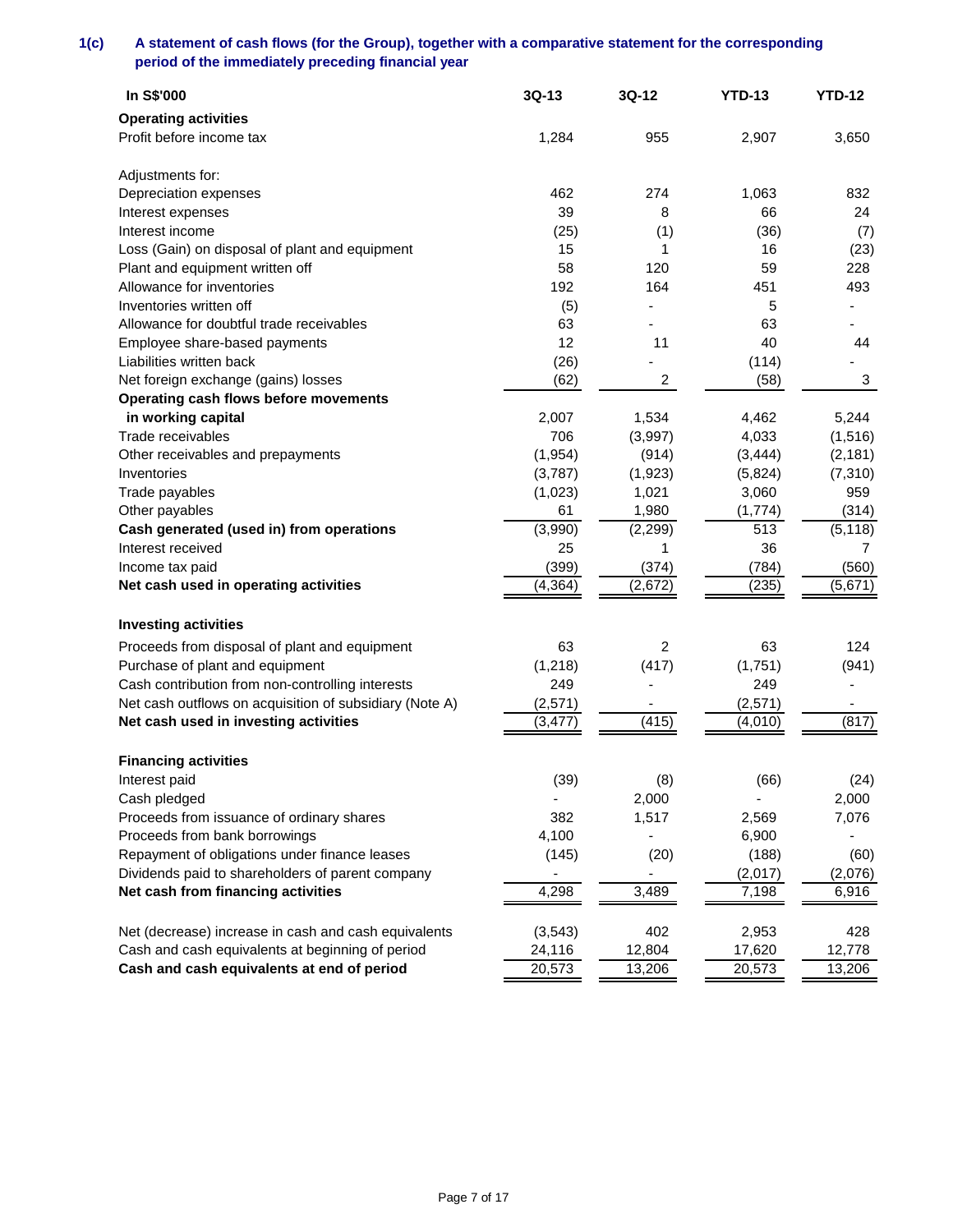**1(c) A statement of cash flows (for the Group), together with a comparative statement for the corresponding period of the immediately preceding financial year**

| In S$'000 | 3Q-13 | 3Q-12 | YTD-13 | YTD-12 |
|---|---|---|---|---|
| **Operating activities** | | | | |
| Profit before income tax | 1,284 | 955 | 2,907 | 3,650 |
| | | | | |
| Adjustments for: | | | | |
| Depreciation expenses | 462 | 274 | 1,063 | 832 |
| Interest expenses | 39 | 8 | 66 | 24 |
| Interest income | (25) | (1) | (36) | (7) |
| Loss (Gain) on disposal of plant and equipment | 15 | 1 | 16 | (23) |
| Plant and equipment written off | 58 | 120 | 59 | 228 |
| Allowance for inventories | 192 | 164 | 451 | 493 |
| Inventories written off | (5) | - | 5 | - |
| Allowance for doubtful trade receivables | 63 | - | 63 | - |
| Employee share-based payments | 12 | 11 | 40 | 44 |
| Liabilities written back | (26) | - | (114) | - |
| Net foreign exchange (gains) losses | (62) | 2 | (58) | 3 |
| **Operating cash flows before movements in working capital** | 2,007 | 1,534 | 4,462 | 5,244 |
| Trade receivables | 706 | (3,997) | 4,033 | (1,516) |
| Other receivables and prepayments | (1,954) | (914) | (3,444) | (2,181) |
| Inventories | (3,787) | (1,923) | (5,824) | (7,310) |
| Trade payables | (1,023) | 1,021 | 3,060 | 959 |
| Other payables | 61 | 1,980 | (1,774) | (314) |
| **Cash generated (used in) from operations** | (3,990) | (2,299) | 513 | (5,118) |
| Interest received | 25 | 1 | 36 | 7 |
| Income tax paid | (399) | (374) | (784) | (560) |
| **Net cash used in operating activities** | (4,364) | (2,672) | (235) | (5,671) |
| | | | | |
| **Investing activities** | | | | |
| Proceeds from disposal of plant and equipment | 63 | 2 | 63 | 124 |
| Purchase of plant and equipment | (1,218) | (417) | (1,751) | (941) |
| Cash contribution from non-controlling interests | 249 | - | 249 | - |
| Net cash outflows on acquisition of subsidiary (Note A) | (2,571) | - | (2,571) | - |
| **Net cash used in investing activities** | (3,477) | (415) | (4,010) | (817) |
| | | | | |
| **Financing activities** | | | | |
| Interest paid | (39) | (8) | (66) | (24) |
| Cash pledged | - | 2,000 | - | 2,000 |
| Proceeds from issuance of ordinary shares | 382 | 1,517 | 2,569 | 7,076 |
| Proceeds from bank borrowings | 4,100 | - | 6,900 | - |
| Repayment of obligations under finance leases | (145) | (20) | (188) | (60) |
| Dividends paid to shareholders of parent company | - | - | (2,017) | (2,076) |
| **Net cash from financing activities** | 4,298 | 3,489 | 7,198 | 6,916 |
| | | | | |
| Net (decrease) increase in cash and cash equivalents | (3,543) | 402 | 2,953 | 428 |
| Cash and cash equivalents at beginning of period | 24,116 | 12,804 | 17,620 | 12,778 |
| **Cash and cash equivalents at end of period** | 20,573 | 13,206 | 20,573 | 13,206 |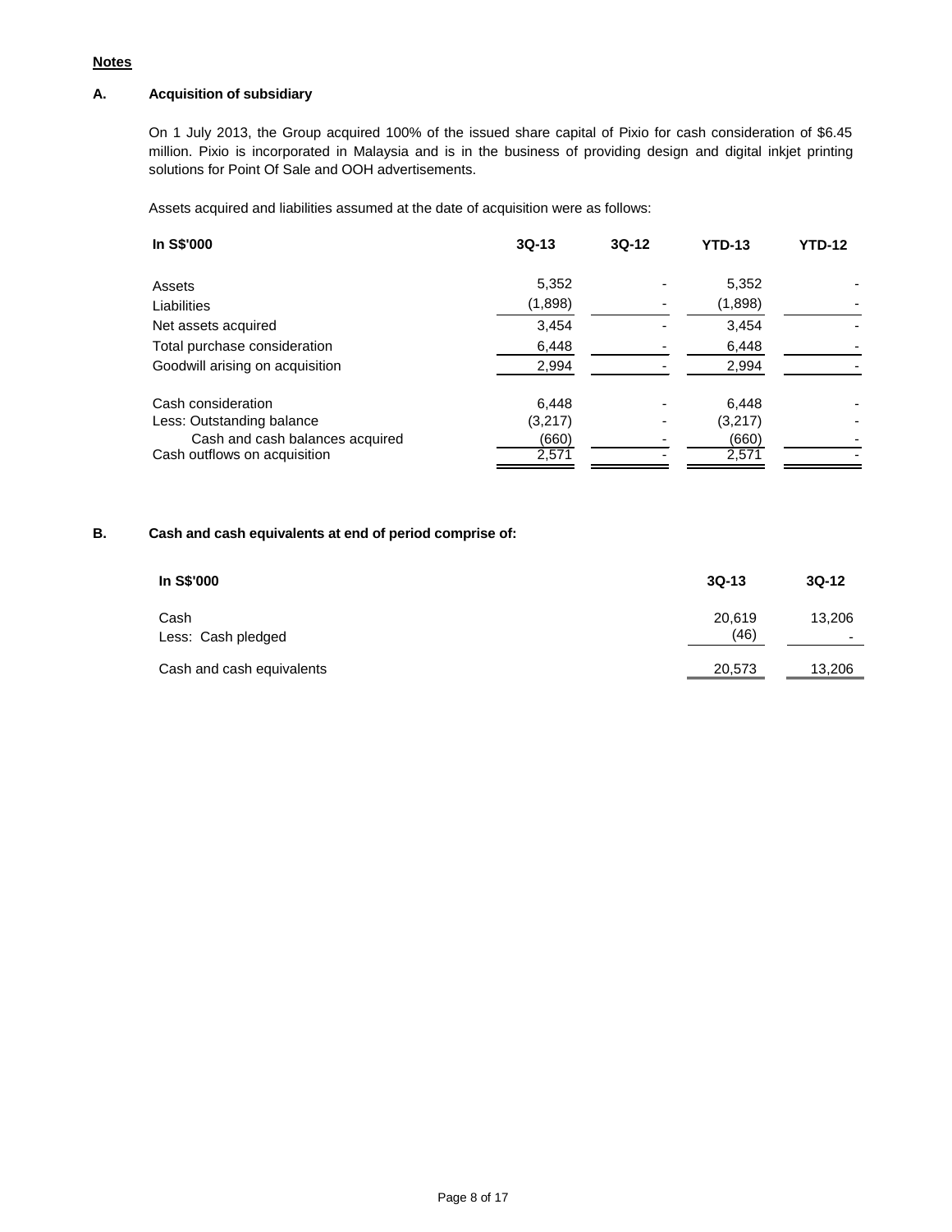**Notes**

**A. Acquisition of subsidiary**

On 1 July 2013, the Group acquired 100% of the issued share capital of Pixio for cash consideration of $6.45 million. Pixio is incorporated in Malaysia and is in the business of providing design and digital inkjet printing solutions for Point Of Sale and OOH advertisements.

Assets acquired and liabilities assumed at the date of acquisition were as follows:

| In S$'000 | 3Q-13 | 3Q-12 | YTD-13 | YTD-12 |
|---|---|---|---|---|
| Assets | 5,352 | - | 5,352 | - |
| Liabilities | (1,898) | - | (1,898) | - |
| Net assets acquired | 3,454 | - | 3,454 | - |
| Total purchase consideration | 6,448 | - | 6,448 | - |
| Goodwill arising on acquisition | 2,994 | - | 2,994 | - |
| | | | | |
| Cash consideration | 6,448 | - | 6,448 | - |
| Less: Outstanding balance | (3,217) | - | (3,217) | - |
| Cash and cash balances acquired | (660) | - | (660) | - |
| Cash outflows on acquisition | 2,571 | - | 2,571 | - |

**B. Cash and cash equivalents at end of period comprise of:**

| In S$'000 | 3Q-13 | 3Q-12 |
|---|---|---|
| Cash | 20,619 | 13,206 |
| Less: Cash pledged | (46) | - |
| Cash and cash equivalents | 20,573 | 13,206 |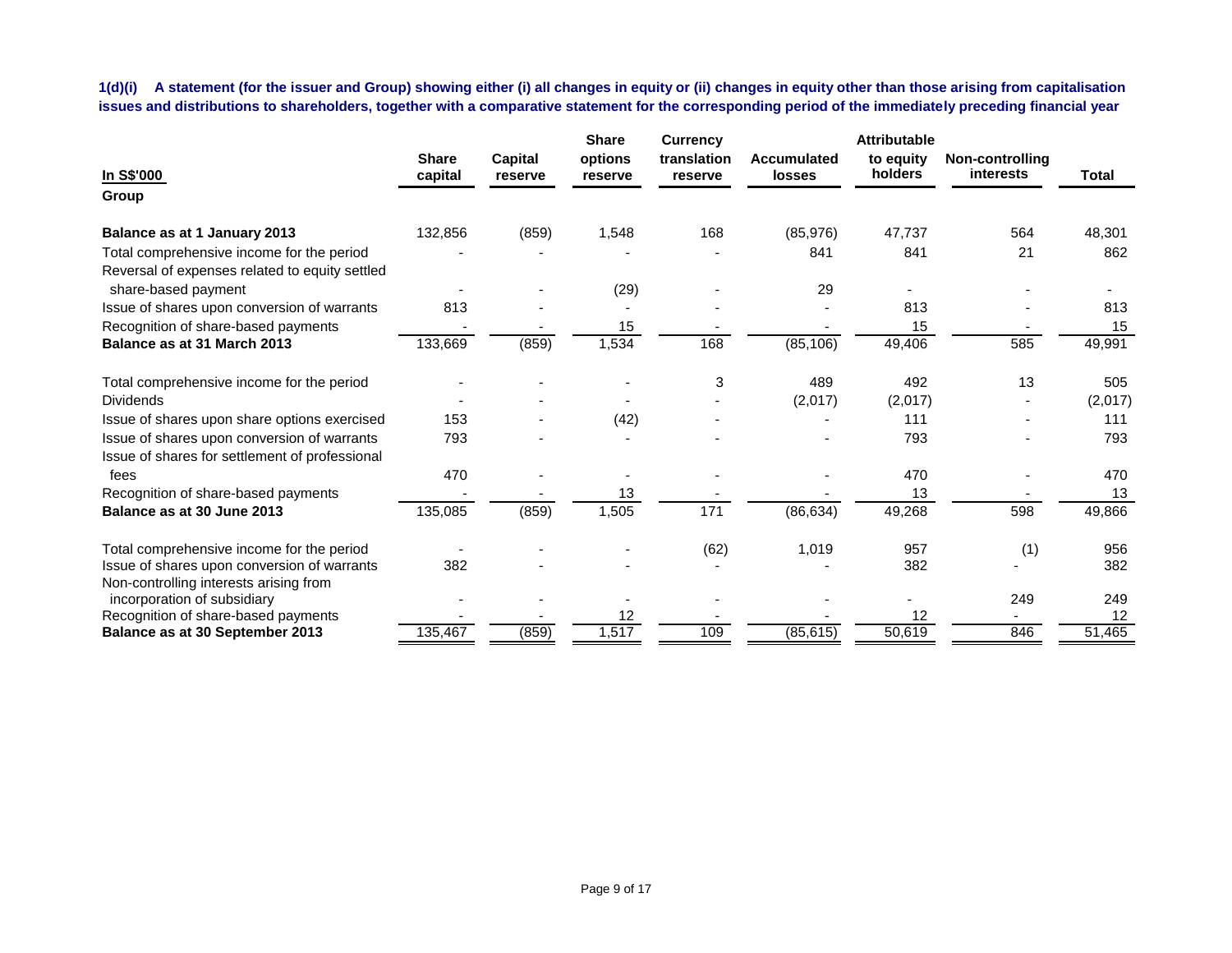**1(d)(i) A statement (for the issuer and Group) showing either (i) all changes in equity or (ii) changes in equity other than those arising from capitalisation issues and distributions to shareholders, together with a comparative statement for the corresponding period of the immediately preceding financial year**

| In S$'000 | Share capital | Capital reserve | Share options reserve | Currency translation reserve | Accumulated losses | Attributable to equity holders | Non-controlling interests | Total |
|---|---|---|---|---|---|---|---|---|
| **Group** | | | | | | | | |
| **Balance as at 1 January 2013** | 132,856 | (859) | 1,548 | 168 | (85,976) | 47,737 | 564 | 48,301 |
| Total comprehensive income for the period | - | - | - | - | 841 | 841 | 21 | 862 |
| Reversal of expenses related to equity settled share-based payment | - | - | (29) | - | 29 | - | - | - |
| Issue of shares upon conversion of warrants | 813 | - | - | - | - | 813 | - | 813 |
| Recognition of share-based payments | - | - | 15 | - | - | 15 | - | 15 |
| **Balance as at 31 March 2013** | 133,669 | (859) | 1,534 | 168 | (85,106) | 49,406 | 585 | 49,991 |
| Total comprehensive income for the period | - | - | - | 3 | 489 | 492 | 13 | 505 |
| Dividends | - | - | - | - | (2,017) | (2,017) | - | (2,017) |
| Issue of shares upon share options exercised | 153 | - | (42) | - | - | 111 | - | 111 |
| Issue of shares upon conversion of warrants | 793 | - | - | - | - | 793 | - | 793 |
| Issue of shares for settlement of professional fees | 470 | - | - | - | - | 470 | - | 470 |
| Recognition of share-based payments | - | - | 13 | - | - | 13 | - | 13 |
| **Balance as at 30 June 2013** | 135,085 | (859) | 1,505 | 171 | (86,634) | 49,268 | 598 | 49,866 |
| Total comprehensive income for the period | - | - | - | (62) | 1,019 | 957 | (1) | 956 |
| Issue of shares upon conversion of warrants | 382 | - | - | - | - | 382 | - | 382 |
| Non-controlling interests arising from incorporation of subsidiary | - | - | - | - | - | - | 249 | 249 |
| Recognition of share-based payments | - | - | 12 | - | - | 12 | - | 12 |
| **Balance as at 30 September 2013** | 135,467 | (859) | 1,517 | 109 | (85,615) | 50,619 | 846 | 51,465 |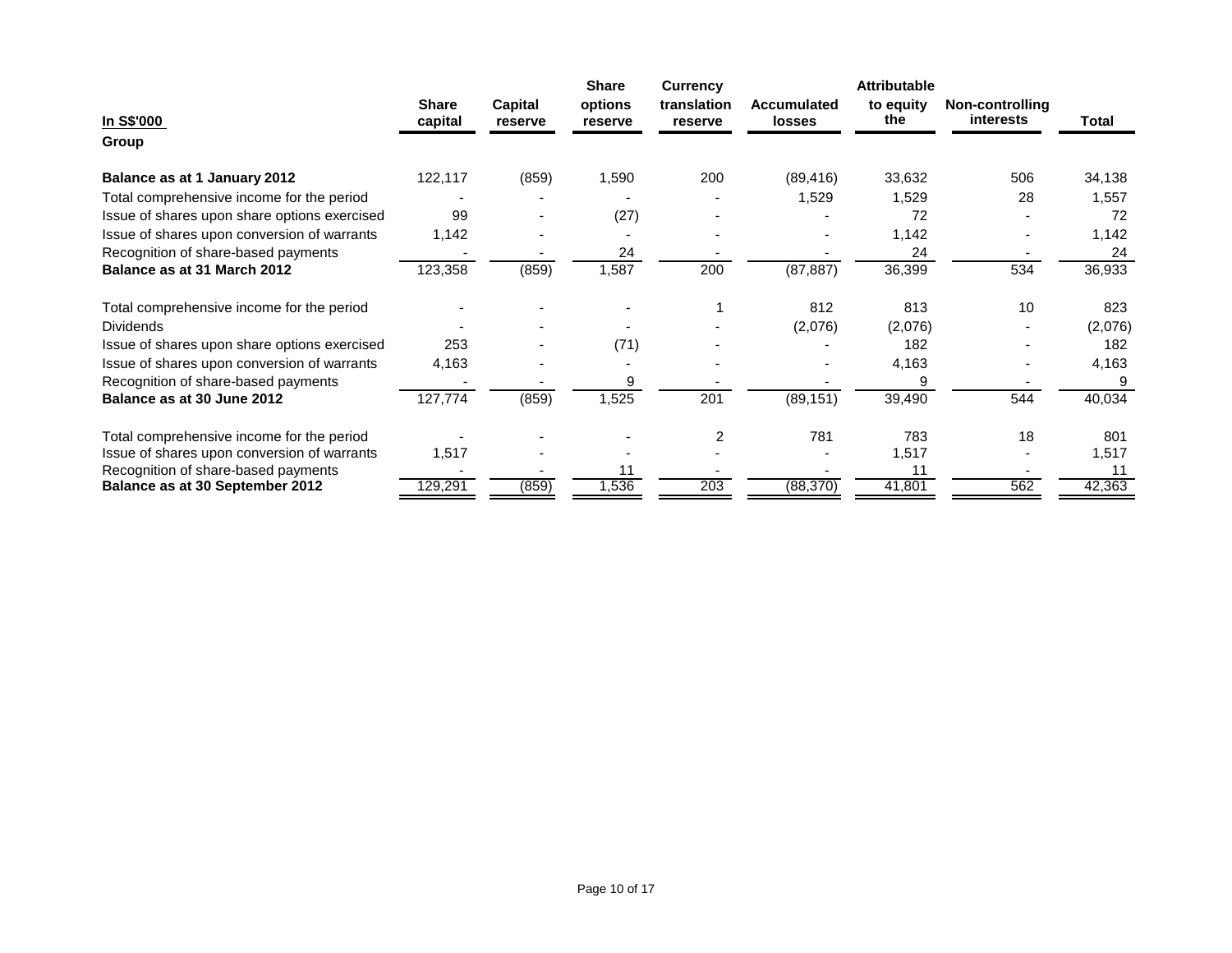| In S$'000 | Share capital | Capital reserve | Share options reserve | Currency translation reserve | Accumulated losses | Attributable to equity the | Non-controlling interests | Total |
|---|---|---|---|---|---|---|---|---|
| **Group** | | | | | | | | |
| **Balance as at 1 January 2012** | 122,117 | (859) | 1,590 | 200 | (89,416) | 33,632 | 506 | 34,138 |
| Total comprehensive income for the period | - | - | - | - | 1,529 | 1,529 | 28 | 1,557 |
| Issue of shares upon share options exercised | 99 | - | (27) | - | - | 72 | - | 72 |
| Issue of shares upon conversion of warrants | 1,142 | - | - | - | - | 1,142 | - | 1,142 |
| Recognition of share-based payments | - | - | 24 | - | - | 24 | - | 24 |
| **Balance as at 31 March 2012** | 123,358 | (859) | 1,587 | 200 | (87,887) | 36,399 | 534 | 36,933 |
| Total comprehensive income for the period | - | - | - | 1 | 812 | 813 | 10 | 823 |
| Dividends | - | - | - | - | (2,076) | (2,076) | - | (2,076) |
| Issue of shares upon share options exercised | 253 | - | (71) | - | - | 182 | - | 182 |
| Issue of shares upon conversion of warrants | 4,163 | - | - | - | - | 4,163 | - | 4,163 |
| Recognition of share-based payments | - | - | 9 | - | - | 9 | - | 9 |
| **Balance as at 30 June 2012** | 127,774 | (859) | 1,525 | 201 | (89,151) | 39,490 | 544 | 40,034 |
| Total comprehensive income for the period | - | - | - | 2 | 781 | 783 | 18 | 801 |
| Issue of shares upon conversion of warrants | 1,517 | - | - | - | - | 1,517 | - | 1,517 |
| Recognition of share-based payments | - | - | 11 | - | - | 11 | - | 11 |
| **Balance as at 30 September 2012** | 129,291 | (859) | 1,536 | 203 | (88,370) | 41,801 | 562 | 42,363 |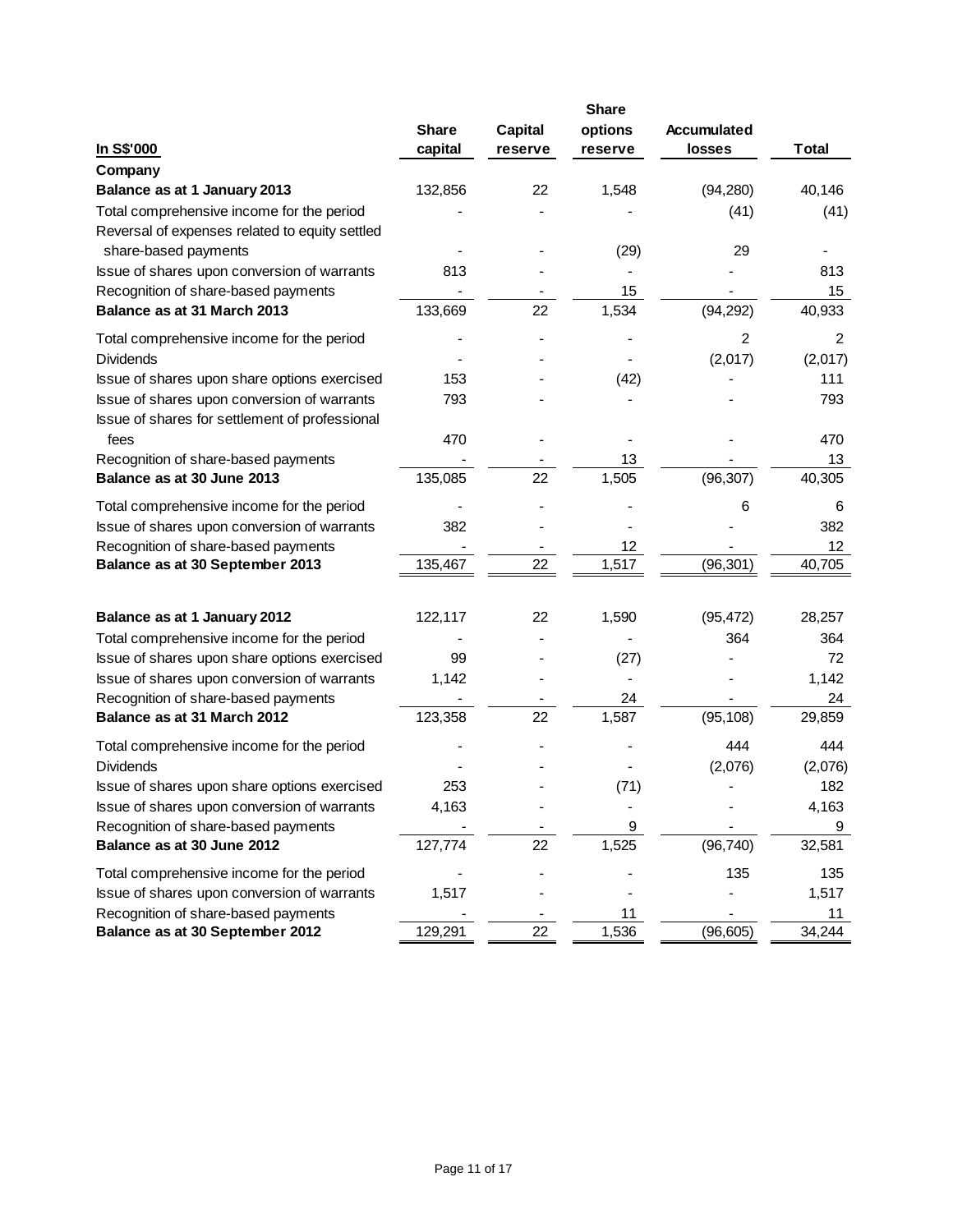| In S$'000 | Share capital | Capital reserve | Share options reserve | Accumulated losses | Total |
|---|---|---|---|---|---|
| **Company** | | | | | |
| **Balance as at 1 January 2013** | 132,856 | 22 | 1,548 | (94,280) | 40,146 |
| Total comprehensive income for the period | - | - | - | (41) | (41) |
| Reversal of expenses related to equity settled share-based payments | - | - | (29) | 29 | - |
| Issue of shares upon conversion of warrants | 813 | - | - | - | 813 |
| Recognition of share-based payments | - | - | 15 | - | 15 |
| **Balance as at 31 March 2013** | 133,669 | 22 | 1,534 | (94,292) | 40,933 |
| Total comprehensive income for the period | - | - | - | 2 | 2 |
| Dividends | - | - | - | (2,017) | (2,017) |
| Issue of shares upon share options exercised | 153 | - | (42) | - | 111 |
| Issue of shares upon conversion of warrants | 793 | - | - | - | 793 |
| Issue of shares for settlement of professional fees | 470 | - | - | - | 470 |
| Recognition of share-based payments | - | - | 13 | - | 13 |
| **Balance as at 30 June 2013** | 135,085 | 22 | 1,505 | (96,307) | 40,305 |
| Total comprehensive income for the period | - | - | - | 6 | 6 |
| Issue of shares upon conversion of warrants | 382 | - | - | - | 382 |
| Recognition of share-based payments | - | - | 12 | - | 12 |
| **Balance as at 30 September 2013** | 135,467 | 22 | 1,517 | (96,301) | 40,705 |
| | | | | | |
| **Balance as at 1 January 2012** | 122,117 | 22 | 1,590 | (95,472) | 28,257 |
| Total comprehensive income for the period | - | - | - | 364 | 364 |
| Issue of shares upon share options exercised | 99 | - | (27) | - | 72 |
| Issue of shares upon conversion of warrants | 1,142 | - | - | - | 1,142 |
| Recognition of share-based payments | - | - | 24 | - | 24 |
| **Balance as at 31 March 2012** | 123,358 | 22 | 1,587 | (95,108) | 29,859 |
| Total comprehensive income for the period | - | - | - | 444 | 444 |
| Dividends | - | - | - | (2,076) | (2,076) |
| Issue of shares upon share options exercised | 253 | - | (71) | - | 182 |
| Issue of shares upon conversion of warrants | 4,163 | - | - | - | 4,163 |
| Recognition of share-based payments | - | - | 9 | - | 9 |
| **Balance as at 30 June 2012** | 127,774 | 22 | 1,525 | (96,740) | 32,581 |
| Total comprehensive income for the period | - | - | - | 135 | 135 |
| Issue of shares upon conversion of warrants | 1,517 | - | - | - | 1,517 |
| Recognition of share-based payments | - | - | 11 | - | 11 |
| **Balance as at 30 September 2012** | 129,291 | 22 | 1,536 | (96,605) | 34,244 |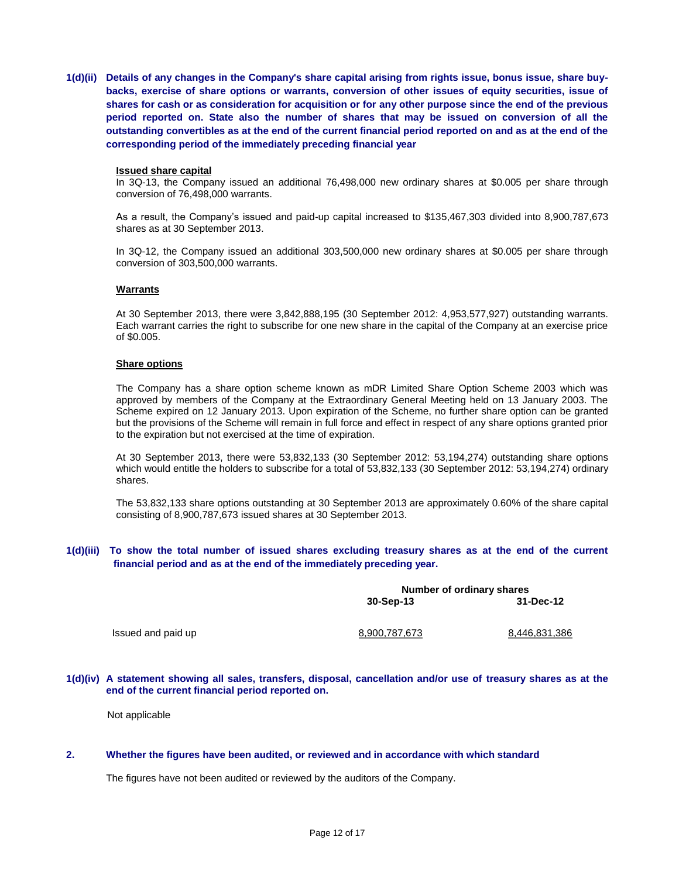**1(d)(ii) Details of any changes in the Company's share capital arising from rights issue, bonus issue, share buy-backs, exercise of share options or warrants, conversion of other issues of equity securities, issue of shares for cash or as consideration for acquisition or for any other purpose since the end of the previous period reported on. State also the number of shares that may be issued on conversion of all the outstanding convertibles as at the end of the current financial period reported on and as at the end of the corresponding period of the immediately preceding financial year**

**Issued share capital**

In 3Q-13, the Company issued an additional 76,498,000 new ordinary shares at $0.005 per share through conversion of 76,498,000 warrants.

As a result, the Company's issued and paid-up capital increased to $135,467,303 divided into 8,900,787,673 shares as at 30 September 2013.

In 3Q-12, the Company issued an additional 303,500,000 new ordinary shares at $0.005 per share through conversion of 303,500,000 warrants.

**Warrants**

At 30 September 2013, there were 3,842,888,195 (30 September 2012: 4,953,577,927) outstanding warrants. Each warrant carries the right to subscribe for one new share in the capital of the Company at an exercise price of $0.005.

**Share options**

The Company has a share option scheme known as mDR Limited Share Option Scheme 2003 which was approved by members of the Company at the Extraordinary General Meeting held on 13 January 2003. The Scheme expired on 12 January 2013. Upon expiration of the Scheme, no further share option can be granted but the provisions of the Scheme will remain in full force and effect in respect of any share options granted prior to the expiration but not exercised at the time of expiration.

At 30 September 2013, there were 53,832,133 (30 September 2012: 53,194,274) outstanding share options which would entitle the holders to subscribe for a total of 53,832,133 (30 September 2012: 53,194,274) ordinary shares.

The 53,832,133 share options outstanding at 30 September 2013 are approximately 0.60% of the share capital consisting of 8,900,787,673 issued shares at 30 September 2013.

**1(d)(iii) To show the total number of issued shares excluding treasury shares as at the end of the current financial period and as at the end of the immediately preceding year.**

| | Number of ordinary shares | |
|---|---|---|
| | **30-Sep-13** | **31-Dec-12** |
| Issued and paid up | 8,900,787,673 | 8,446,831,386 |

**1(d)(iv) A statement showing all sales, transfers, disposal, cancellation and/or use of treasury shares as at the end of the current financial period reported on.**

Not applicable

**2. Whether the figures have been audited, or reviewed and in accordance with which standard**

The figures have not been audited or reviewed by the auditors of the Company.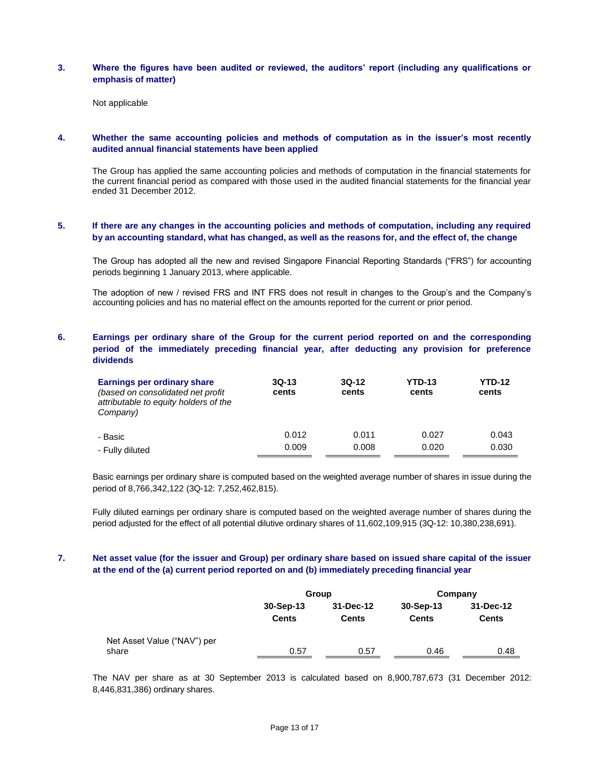### 3. Where the figures have been audited or reviewed, the auditors' report (including any qualifications or emphasis of matter)

Not applicable

### 4. Whether the same accounting policies and methods of computation as in the issuer's most recently audited annual financial statements have been applied

The Group has applied the same accounting policies and methods of computation in the financial statements for the current financial period as compared with those used in the audited financial statements for the financial year ended 31 December 2012.

### 5. If there are any changes in the accounting policies and methods of computation, including any required by an accounting standard, what has changed, as well as the reasons for, and the effect of, the change

The Group has adopted all the new and revised Singapore Financial Reporting Standards ("FRS") for accounting periods beginning 1 January 2013, where applicable.

The adoption of new / revised FRS and INT FRS does not result in changes to the Group's and the Company's accounting policies and has no material effect on the amounts reported for the current or prior period.

### 6. Earnings per ordinary share of the Group for the current period reported on and the corresponding period of the immediately preceding financial year, after deducting any provision for preference dividends

| **Earnings per ordinary share** *(based on consolidated net profit attributable to equity holders of the Company)* | **3Q-13 cents** | **3Q-12 cents** | **YTD-13 cents** | **YTD-12 cents** |
|---|---|---|---|---|
| - Basic | 0.012 | 0.011 | 0.027 | 0.043 |
| - Fully diluted | 0.009 | 0.008 | 0.020 | 0.030 |

Basic earnings per ordinary share is computed based on the weighted average number of shares in issue during the period of 8,766,342,122 (3Q-12: 7,252,462,815).

Fully diluted earnings per ordinary share is computed based on the weighted average number of shares during the period adjusted for the effect of all potential dilutive ordinary shares of 11,602,109,915 (3Q-12: 10,380,238,691).

### 7. Net asset value (for the issuer and Group) per ordinary share based on issued share capital of the issuer at the end of the (a) current period reported on and (b) immediately preceding financial year

| | **Group** | | **Company** | |
|---|---|---|---|---|
| | **30-Sep-13 Cents** | **31-Dec-12 Cents** | **30-Sep-13 Cents** | **31-Dec-12 Cents** |
| Net Asset Value ("NAV") per share | 0.57 | 0.57 | 0.46 | 0.48 |

The NAV per share as at 30 September 2013 is calculated based on 8,900,787,673 (31 December 2012: 8,446,831,386) ordinary shares.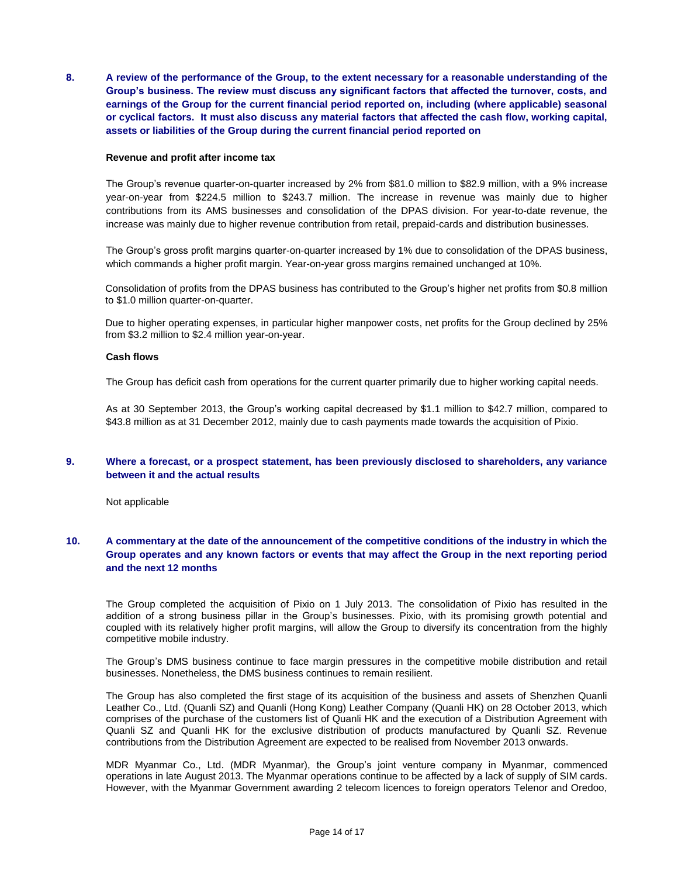**8. A review of the performance of the Group, to the extent necessary for a reasonable understanding of the Group's business. The review must discuss any significant factors that affected the turnover, costs, and earnings of the Group for the current financial period reported on, including (where applicable) seasonal or cyclical factors. It must also discuss any material factors that affected the cash flow, working capital, assets or liabilities of the Group during the current financial period reported on**

**Revenue and profit after income tax**

The Group's revenue quarter-on-quarter increased by 2% from $81.0 million to $82.9 million, with a 9% increase year-on-year from $224.5 million to $243.7 million. The increase in revenue was mainly due to higher contributions from its AMS businesses and consolidation of the DPAS division. For year-to-date revenue, the increase was mainly due to higher revenue contribution from retail, prepaid-cards and distribution businesses.

The Group's gross profit margins quarter-on-quarter increased by 1% due to consolidation of the DPAS business, which commands a higher profit margin. Year-on-year gross margins remained unchanged at 10%.

Consolidation of profits from the DPAS business has contributed to the Group's higher net profits from $0.8 million to $1.0 million quarter-on-quarter.

Due to higher operating expenses, in particular higher manpower costs, net profits for the Group declined by 25% from $3.2 million to $2.4 million year-on-year.

**Cash flows**

The Group has deficit cash from operations for the current quarter primarily due to higher working capital needs.

As at 30 September 2013, the Group's working capital decreased by $1.1 million to $42.7 million, compared to $43.8 million as at 31 December 2012, mainly due to cash payments made towards the acquisition of Pixio.

**9. Where a forecast, or a prospect statement, has been previously disclosed to shareholders, any variance between it and the actual results**

Not applicable

**10. A commentary at the date of the announcement of the competitive conditions of the industry in which the Group operates and any known factors or events that may affect the Group in the next reporting period and the next 12 months**

The Group completed the acquisition of Pixio on 1 July 2013. The consolidation of Pixio has resulted in the addition of a strong business pillar in the Group's businesses. Pixio, with its promising growth potential and coupled with its relatively higher profit margins, will allow the Group to diversify its concentration from the highly competitive mobile industry.

The Group's DMS business continue to face margin pressures in the competitive mobile distribution and retail businesses. Nonetheless, the DMS business continues to remain resilient.

The Group has also completed the first stage of its acquisition of the business and assets of Shenzhen Quanli Leather Co., Ltd. (Quanli SZ) and Quanli (Hong Kong) Leather Company (Quanli HK) on 28 October 2013, which comprises of the purchase of the customers list of Quanli HK and the execution of a Distribution Agreement with Quanli SZ and Quanli HK for the exclusive distribution of products manufactured by Quanli SZ. Revenue contributions from the Distribution Agreement are expected to be realised from November 2013 onwards.

MDR Myanmar Co., Ltd. (MDR Myanmar), the Group's joint venture company in Myanmar, commenced operations in late August 2013. The Myanmar operations continue to be affected by a lack of supply of SIM cards. However, with the Myanmar Government awarding 2 telecom licences to foreign operators Telenor and Oredoo,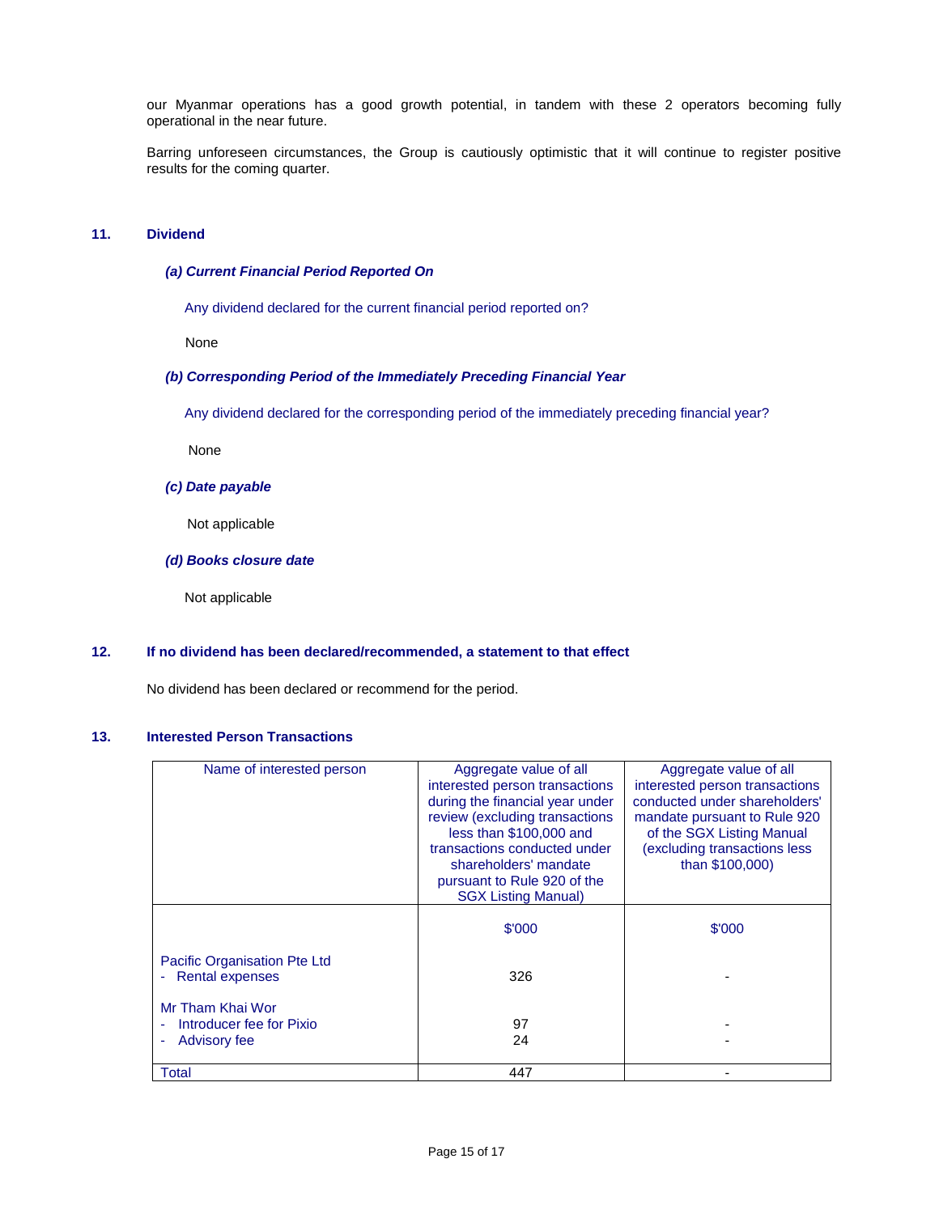our Myanmar operations has a good growth potential, in tandem with these 2 operators becoming fully operational in the near future.

Barring unforeseen circumstances, the Group is cautiously optimistic that it will continue to register positive results for the coming quarter.

## 11. Dividend

***(a) Current Financial Period Reported On***

Any dividend declared for the current financial period reported on?

None

***(b) Corresponding Period of the Immediately Preceding Financial Year***

Any dividend declared for the corresponding period of the immediately preceding financial year?

None

***(c) Date payable***

Not applicable

***(d) Books closure date***

Not applicable

## 12. If no dividend has been declared/recommended, a statement to that effect

No dividend has been declared or recommend for the period.

## 13. Interested Person Transactions

| Name of interested person | Aggregate value of all interested person transactions during the financial year under review (excluding transactions less than $100,000 and transactions conducted under shareholders' mandate pursuant to Rule 920 of the SGX Listing Manual) | Aggregate value of all interested person transactions conducted under shareholders' mandate pursuant to Rule 920 of the SGX Listing Manual (excluding transactions less than $100,000) |
|---|---|---|
| | $'000 | $'000 |
| Pacific Organisation Pte Ltd | | |
| - Rental expenses | 326 | - |
| Mr Tham Khai Wor | | |
| - Introducer fee for Pixio | 97 | - |
| - Advisory fee | 24 | - |
| Total | 447 | - |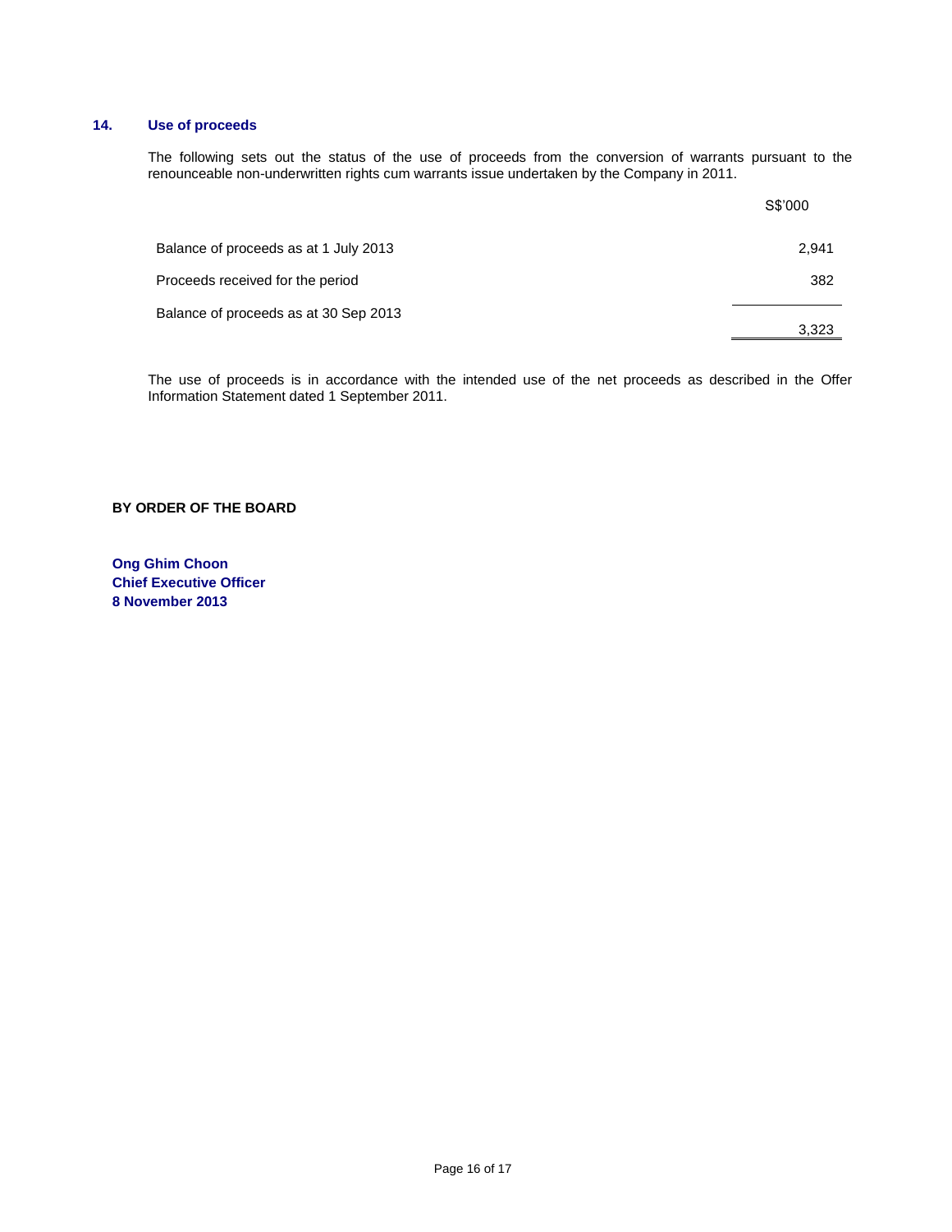## 14. Use of proceeds

The following sets out the status of the use of proceeds from the conversion of warrants pursuant to the renounceable non-underwritten rights cum warrants issue undertaken by the Company in 2011.

| | S$'000 |
|---|---|
| Balance of proceeds as at 1 July 2013 | 2,941 |
| Proceeds received for the period | 382 |
| Balance of proceeds as at 30 Sep 2013 | 3,323 |

The use of proceeds is in accordance with the intended use of the net proceeds as described in the Offer Information Statement dated 1 September 2011.

**BY ORDER OF THE BOARD**

**Ong Ghim Choon**
**Chief Executive Officer**
**8 November 2013**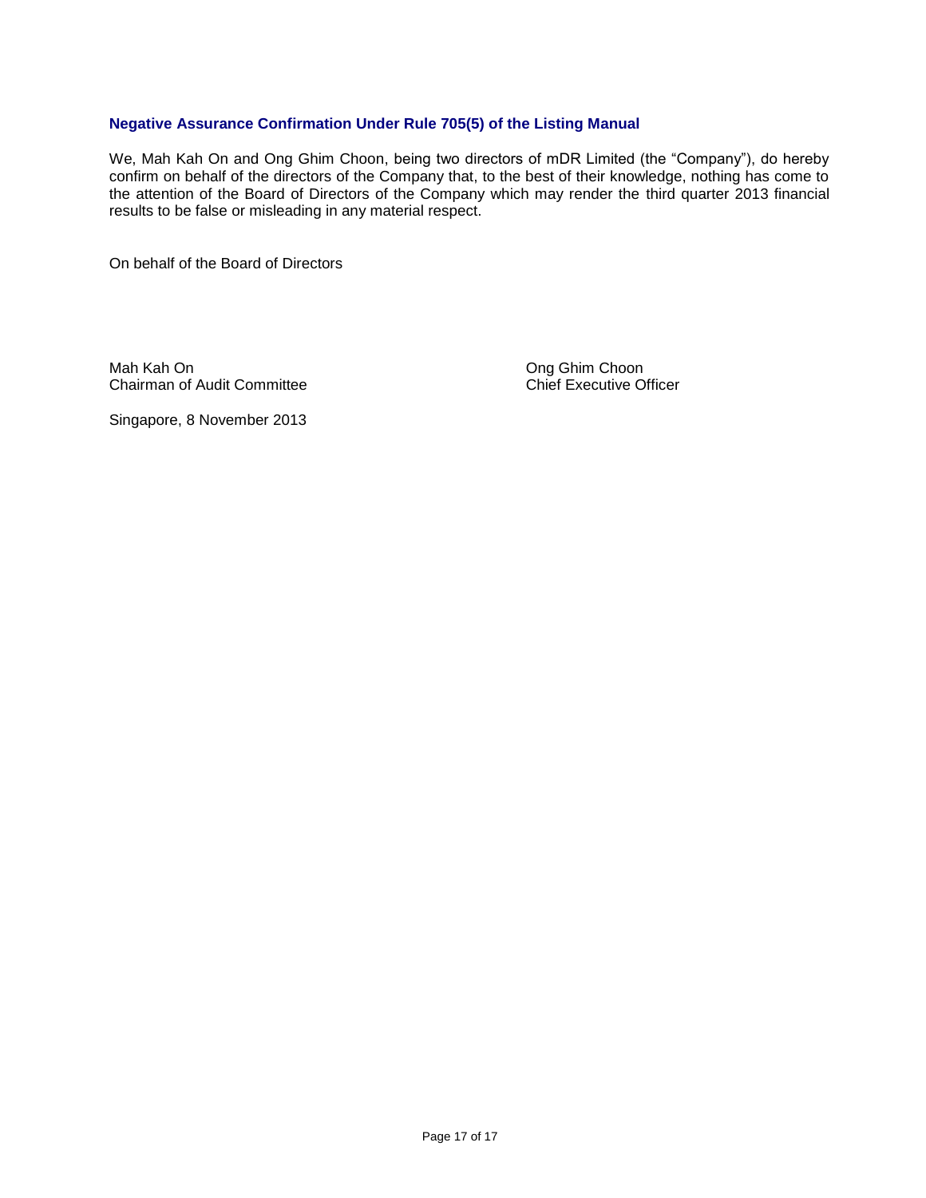**Negative Assurance Confirmation Under Rule 705(5) of the Listing Manual**

We, Mah Kah On and Ong Ghim Choon, being two directors of mDR Limited (the "Company"), do hereby confirm on behalf of the directors of the Company that, to the best of their knowledge, nothing has come to the attention of the Board of Directors of the Company which may render the third quarter 2013 financial results to be false or misleading in any material respect.

On behalf of the Board of Directors

Mah Kah On
Chairman of Audit Committee

Ong Ghim Choon
Chief Executive Officer

Singapore, 8 November 2013